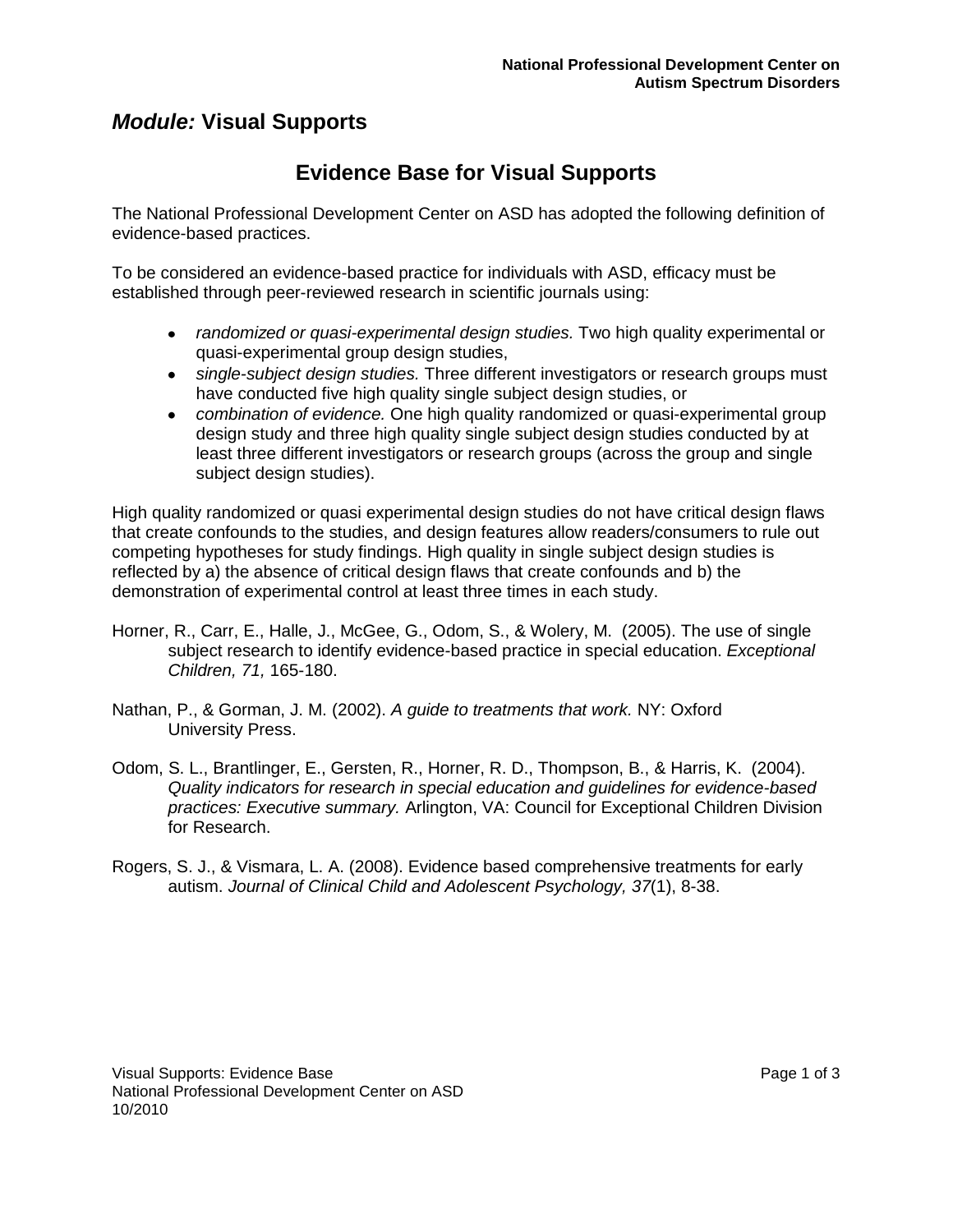# *Module:* Visual Supports

## Evidence Base for Visual Supports

The National Professional Development Center on ASD has adopted the following definition of evidence-based practices.

To be considered an evidence-based practice for individuals with ASD, efficacy must be established through peer-reviewed research in scientific journals using:

- *randomized or quasi-experimental design studies.* Two high quality experimental or quasi-experimental group design studies,
- *single-subject design studies.* Three different investigators or research groups must have conducted five high quality single subject design studies, or
- *combination of evidence.* One high quality randomized or quasi-experimental group design study and three high quality single subject design studies conducted by at least three different investigators or research groups (across the group and single subject design studies).

High quality randomized or quasi experimental design studies do not have critical design flaws that create confounds to the studies, and design features allow readers/consumers to rule out competing hypotheses for study findings. High quality in single subject design studies is reflected by a) the absence of critical design flaws that create confounds and b) the demonstration of experimental control at least three times in each study.

Horner, R., Carr, E., Halle, J., McGee, G., Odom, S., & Wolery, M. (2005). The use of single subject research to identify evidence-based practice in special education. *Exceptional Children, 71,* 165-180.

Nathan, P., & Gorman, J. M. (2002). *A guide to treatments that work.* NY: Oxford University Press.

Odom, S. L., Brantlinger, E., Gersten, R., Horner, R. D., Thompson, B., & Harris, K. (2004). *Quality indicators for research in special education and guidelines for evidence-based practices: Executive summary.* Arlington, VA: Council for Exceptional Children Division for Research.

Rogers, S. J., & Vismara, L. A. (2008). Evidence based comprehensive treatments for early autism. *Journal of Clinical Child and Adolescent Psychology, 37*(1), 8-38.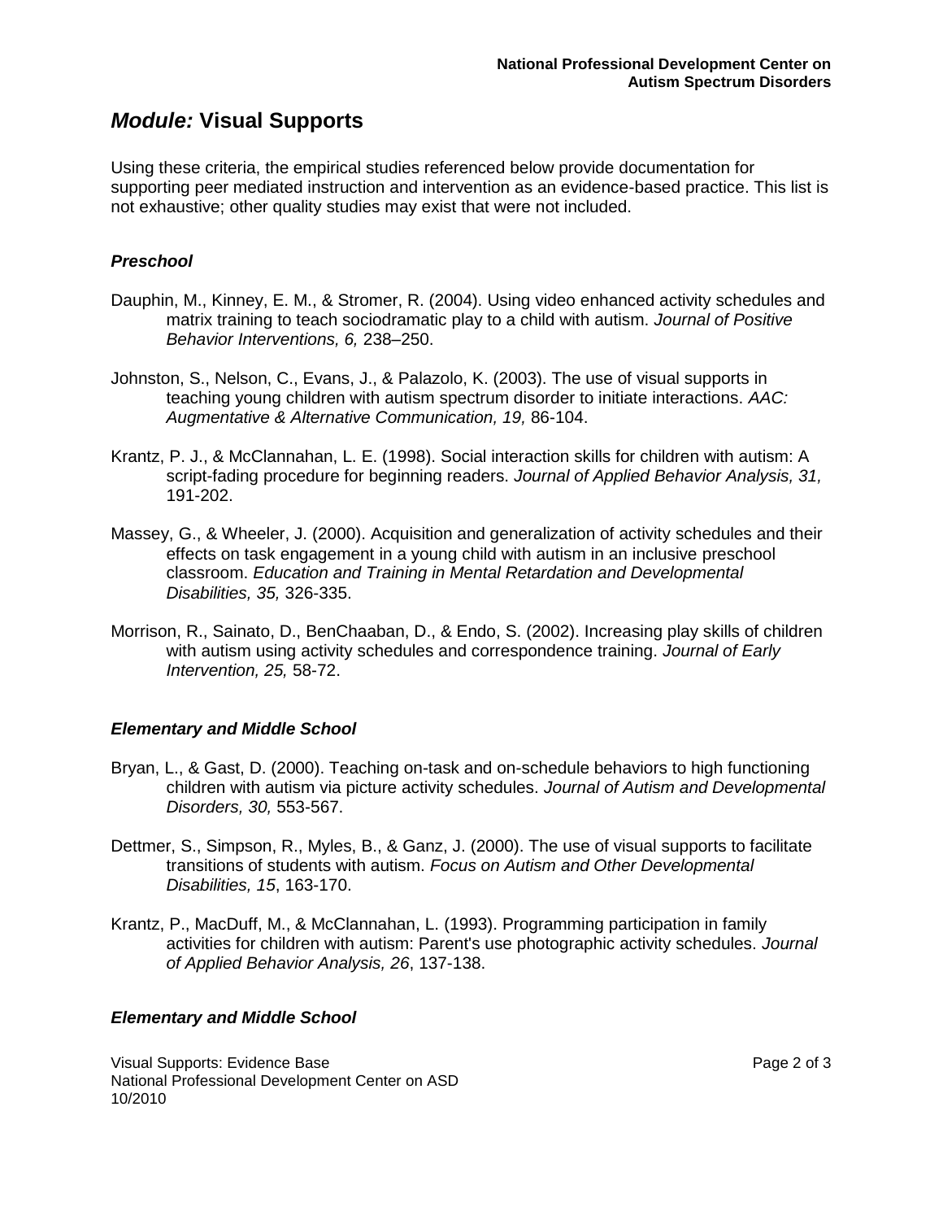# *Module:* Visual Supports

Using these criteria, the empirical studies referenced below provide documentation for supporting peer mediated instruction and intervention as an evidence-based practice. This list is not exhaustive; other quality studies may exist that were not included.

### *Preschool*

Dauphin, M., Kinney, E. M., & Stromer, R. (2004). Using video enhanced activity schedules and matrix training to teach sociodramatic play to a child with autism. *Journal of Positive Behavior Interventions, 6,* 238–250.

Johnston, S., Nelson, C., Evans, J., & Palazolo, K. (2003). The use of visual supports in teaching young children with autism spectrum disorder to initiate interactions. *AAC: Augmentative & Alternative Communication, 19,* 86-104.

Krantz, P. J., & McClannahan, L. E. (1998). Social interaction skills for children with autism: A script-fading procedure for beginning readers. *Journal of Applied Behavior Analysis, 31,* 191-202.

Massey, G., & Wheeler, J. (2000). Acquisition and generalization of activity schedules and their effects on task engagement in a young child with autism in an inclusive preschool classroom. *Education and Training in Mental Retardation and Developmental Disabilities, 35,* 326-335.

Morrison, R., Sainato, D., BenChaaban, D., & Endo, S. (2002). Increasing play skills of children with autism using activity schedules and correspondence training. *Journal of Early Intervention, 25,* 58-72.

### *Elementary and Middle School*

Bryan, L., & Gast, D. (2000). Teaching on-task and on-schedule behaviors to high functioning children with autism via picture activity schedules. *Journal of Autism and Developmental Disorders, 30,* 553-567.

Dettmer, S., Simpson, R., Myles, B., & Ganz, J. (2000). The use of visual supports to facilitate transitions of students with autism. *Focus on Autism and Other Developmental Disabilities, 15*, 163-170.

Krantz, P., MacDuff, M., & McClannahan, L. (1993). Programming participation in family activities for children with autism: Parent's use photographic activity schedules. *Journal of Applied Behavior Analysis, 26*, 137-138.

### *Elementary and Middle School*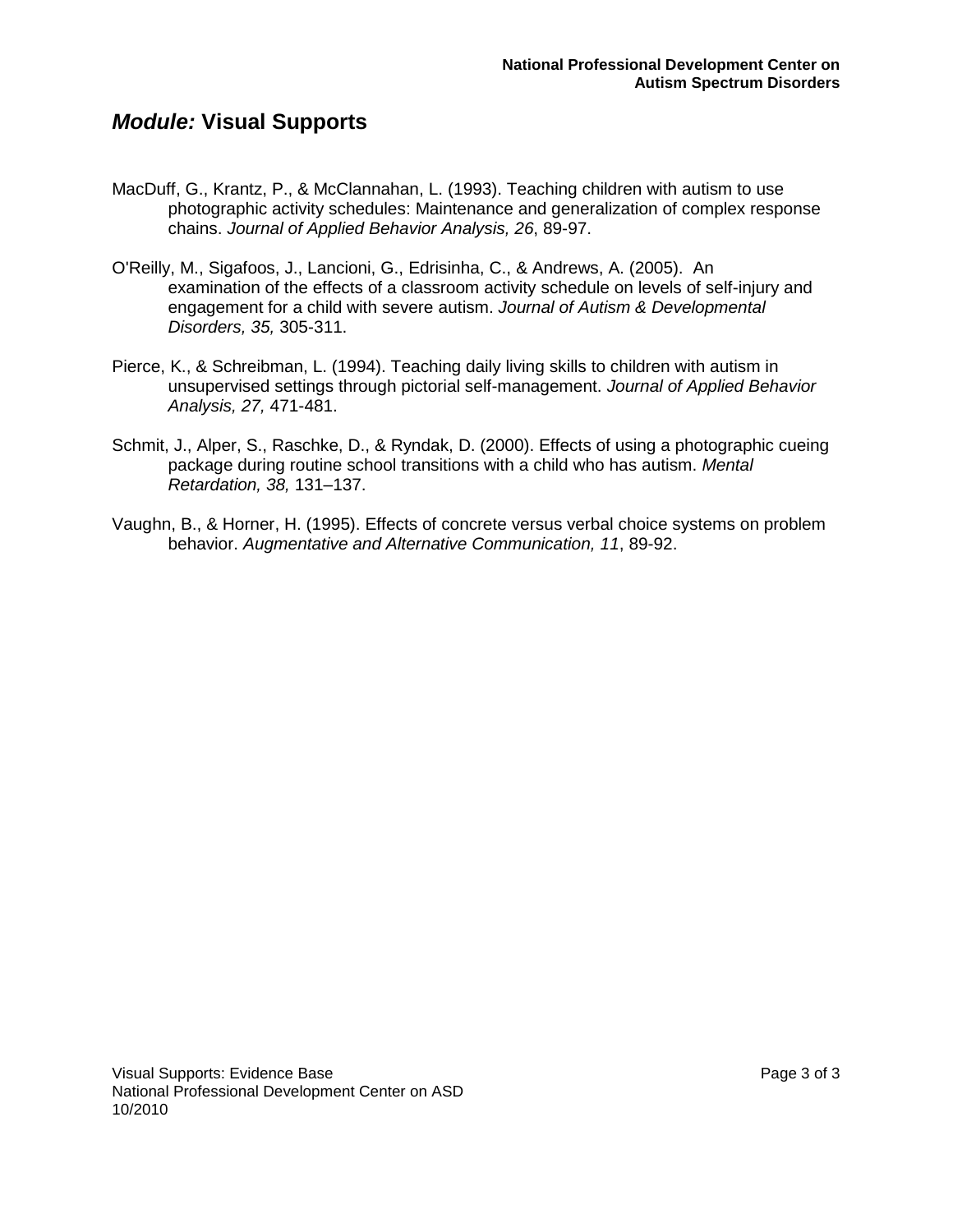# *Module:* Visual Supports

MacDuff, G., Krantz, P., & McClannahan, L. (1993). Teaching children with autism to use photographic activity schedules: Maintenance and generalization of complex response chains. *Journal of Applied Behavior Analysis, 26*, 89-97.

O'Reilly, M., Sigafoos, J., Lancioni, G., Edrisinha, C., & Andrews, A. (2005). An examination of the effects of a classroom activity schedule on levels of self-injury and engagement for a child with severe autism. *Journal of Autism & Developmental Disorders, 35,* 305-311.

Pierce, K., & Schreibman, L. (1994). Teaching daily living skills to children with autism in unsupervised settings through pictorial self-management. *Journal of Applied Behavior Analysis, 27,* 471-481.

Schmit, J., Alper, S., Raschke, D., & Ryndak, D. (2000). Effects of using a photographic cueing package during routine school transitions with a child who has autism. *Mental Retardation, 38,* 131–137.

Vaughn, B., & Horner, H. (1995). Effects of concrete versus verbal choice systems on problem behavior. *Augmentative and Alternative Communication, 11*, 89-92.